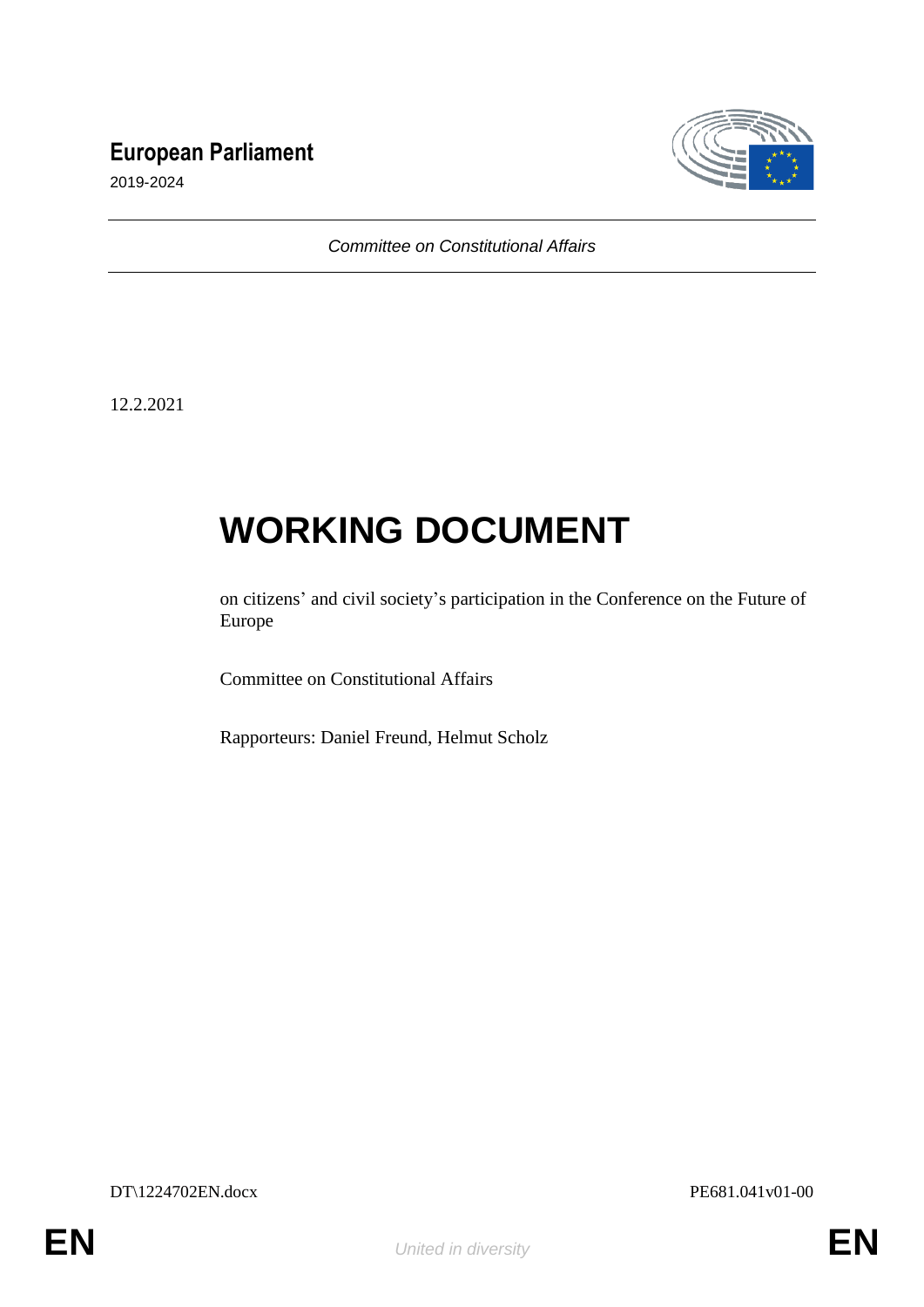# European Parliament

2019-2024

*Committee on Constitutional Affairs*

12.2.2021

# WORKING DOCUMENT

on citizens' and civil society's participation in the Conference on the Future of Europe

Committee on Constitutional Affairs

Rapporteurs: Daniel Freund, Helmut Scholz

DT\1224702EN.docx PE681.041v01-00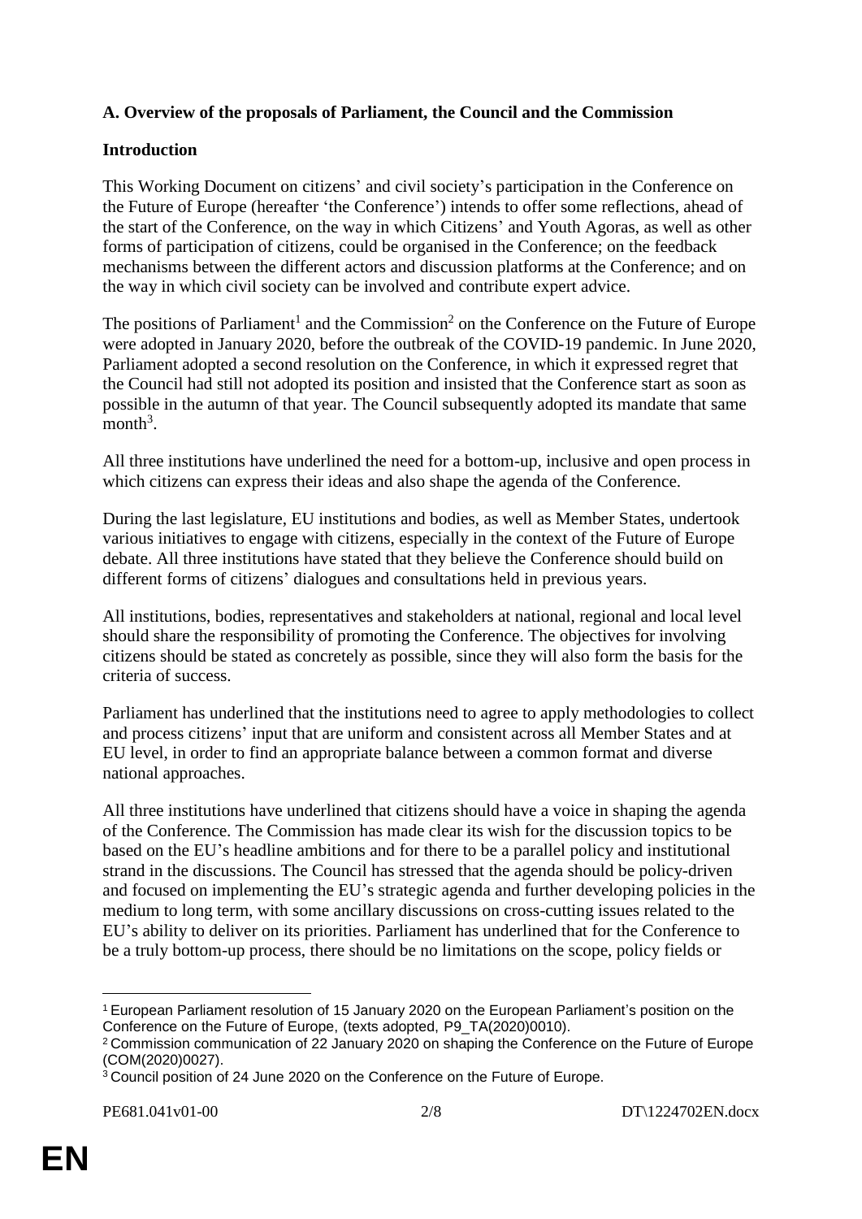**A. Overview of the proposals of Parliament, the Council and the Commission**

**Introduction**

This Working Document on citizens' and civil society's participation in the Conference on the Future of Europe (hereafter 'the Conference') intends to offer some reflections, ahead of the start of the Conference, on the way in which Citizens' and Youth Agoras, as well as other forms of participation of citizens, could be organised in the Conference; on the feedback mechanisms between the different actors and discussion platforms at the Conference; and on the way in which civil society can be involved and contribute expert advice.

The positions of Parliament[1] and the Commission[2] on the Conference on the Future of Europe were adopted in January 2020, before the outbreak of the COVID-19 pandemic. In June 2020, Parliament adopted a second resolution on the Conference, in which it expressed regret that the Council had still not adopted its position and insisted that the Conference start as soon as possible in the autumn of that year. The Council subsequently adopted its mandate that same month[3].

All three institutions have underlined the need for a bottom-up, inclusive and open process in which citizens can express their ideas and also shape the agenda of the Conference.

During the last legislature, EU institutions and bodies, as well as Member States, undertook various initiatives to engage with citizens, especially in the context of the Future of Europe debate. All three institutions have stated that they believe the Conference should build on different forms of citizens' dialogues and consultations held in previous years.

All institutions, bodies, representatives and stakeholders at national, regional and local level should share the responsibility of promoting the Conference. The objectives for involving citizens should be stated as concretely as possible, since they will also form the basis for the criteria of success.

Parliament has underlined that the institutions need to agree to apply methodologies to collect and process citizens' input that are uniform and consistent across all Member States and at EU level, in order to find an appropriate balance between a common format and diverse national approaches.

All three institutions have underlined that citizens should have a voice in shaping the agenda of the Conference. The Commission has made clear its wish for the discussion topics to be based on the EU's headline ambitions and for there to be a parallel policy and institutional strand in the discussions. The Council has stressed that the agenda should be policy-driven and focused on implementing the EU's strategic agenda and further developing policies in the medium to long term, with some ancillary discussions on cross-cutting issues related to the EU's ability to deliver on its priorities. Parliament has underlined that for the Conference to be a truly bottom-up process, there should be no limitations on the scope, policy fields or

---

[1] European Parliament resolution of 15 January 2020 on the European Parliament's position on the Conference on the Future of Europe, (texts adopted, P9_TA(2020)0010).

[2] Commission communication of 22 January 2020 on shaping the Conference on the Future of Europe (COM(2020)0027).

[3] Council position of 24 June 2020 on the Conference on the Future of Europe.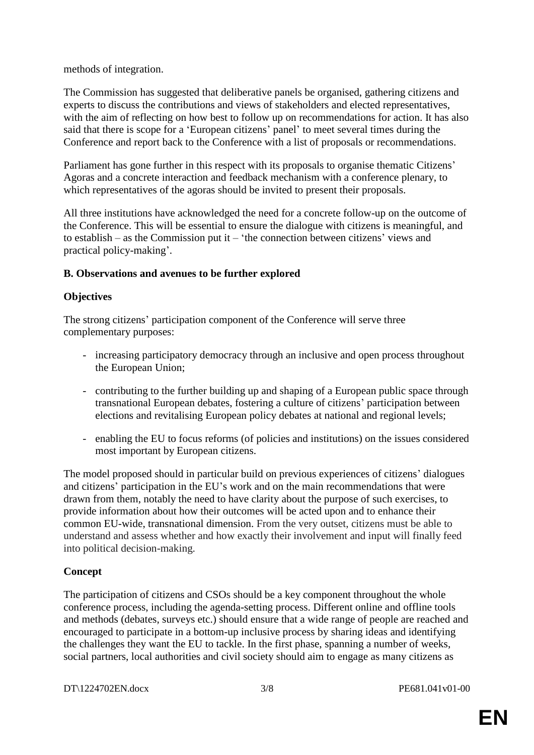methods of integration.

The Commission has suggested that deliberative panels be organised, gathering citizens and experts to discuss the contributions and views of stakeholders and elected representatives, with the aim of reflecting on how best to follow up on recommendations for action. It has also said that there is scope for a 'European citizens' panel' to meet several times during the Conference and report back to the Conference with a list of proposals or recommendations.

Parliament has gone further in this respect with its proposals to organise thematic Citizens' Agoras and a concrete interaction and feedback mechanism with a conference plenary, to which representatives of the agoras should be invited to present their proposals.

All three institutions have acknowledged the need for a concrete follow-up on the outcome of the Conference. This will be essential to ensure the dialogue with citizens is meaningful, and to establish – as the Commission put it – 'the connection between citizens' views and practical policy-making'.

**B. Observations and avenues to be further explored**

**Objectives**

The strong citizens' participation component of the Conference will serve three complementary purposes:

- increasing participatory democracy through an inclusive and open process throughout the European Union;
- contributing to the further building up and shaping of a European public space through transnational European debates, fostering a culture of citizens' participation between elections and revitalising European policy debates at national and regional levels;
- enabling the EU to focus reforms (of policies and institutions) on the issues considered most important by European citizens.

The model proposed should in particular build on previous experiences of citizens' dialogues and citizens' participation in the EU's work and on the main recommendations that were drawn from them, notably the need to have clarity about the purpose of such exercises, to provide information about how their outcomes will be acted upon and to enhance their common EU-wide, transnational dimension. From the very outset, citizens must be able to understand and assess whether and how exactly their involvement and input will finally feed into political decision-making.

**Concept**

The participation of citizens and CSOs should be a key component throughout the whole conference process, including the agenda-setting process. Different online and offline tools and methods (debates, surveys etc.) should ensure that a wide range of people are reached and encouraged to participate in a bottom-up inclusive process by sharing ideas and identifying the challenges they want the EU to tackle. In the first phase, spanning a number of weeks, social partners, local authorities and civil society should aim to engage as many citizens as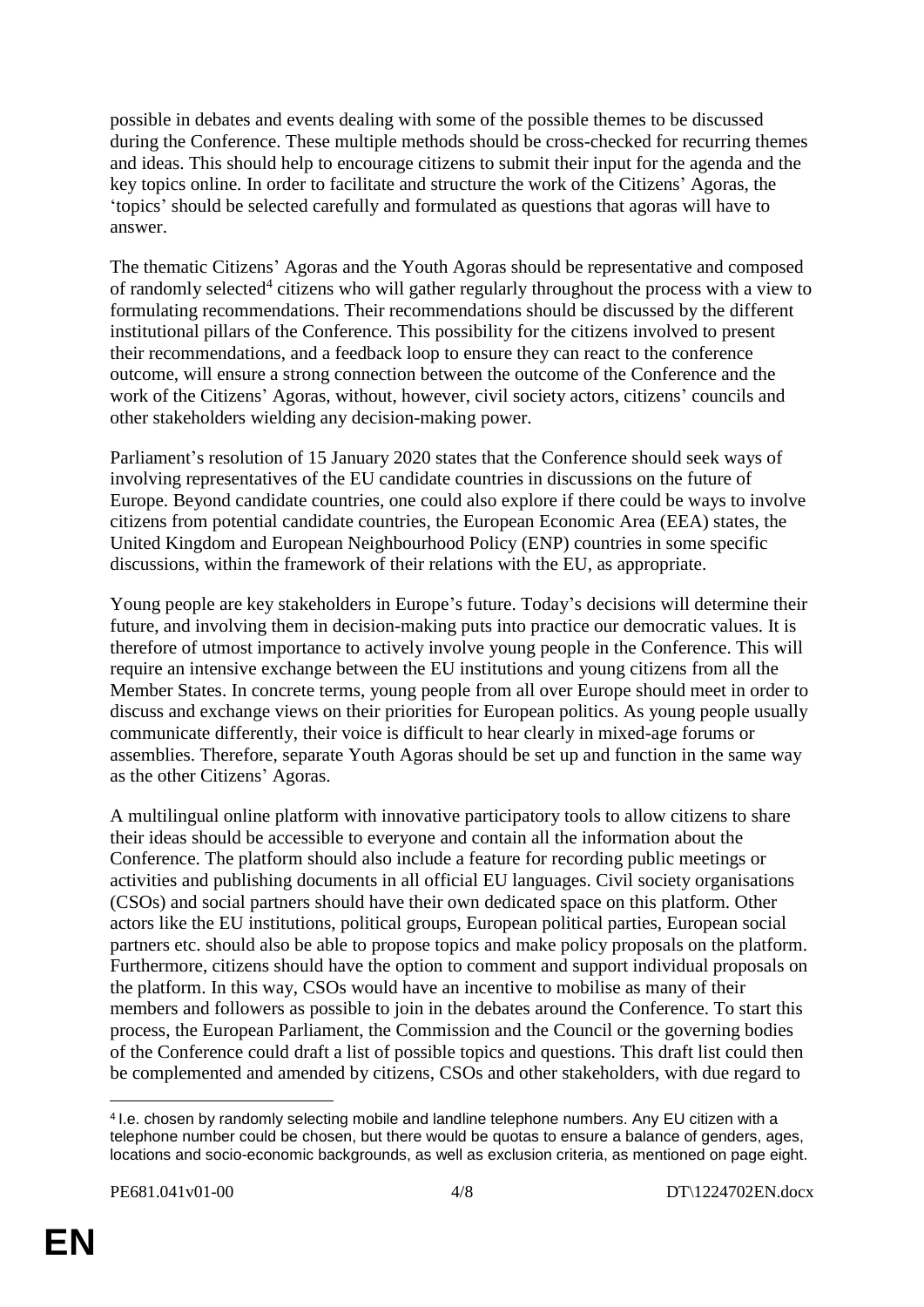possible in debates and events dealing with some of the possible themes to be discussed during the Conference. These multiple methods should be cross-checked for recurring themes and ideas. This should help to encourage citizens to submit their input for the agenda and the key topics online. In order to facilitate and structure the work of the Citizens' Agoras, the 'topics' should be selected carefully and formulated as questions that agoras will have to answer.

The thematic Citizens' Agoras and the Youth Agoras should be representative and composed of randomly selected[4] citizens who will gather regularly throughout the process with a view to formulating recommendations. Their recommendations should be discussed by the different institutional pillars of the Conference. This possibility for the citizens involved to present their recommendations, and a feedback loop to ensure they can react to the conference outcome, will ensure a strong connection between the outcome of the Conference and the work of the Citizens' Agoras, without, however, civil society actors, citizens' councils and other stakeholders wielding any decision-making power.

Parliament's resolution of 15 January 2020 states that the Conference should seek ways of involving representatives of the EU candidate countries in discussions on the future of Europe. Beyond candidate countries, one could also explore if there could be ways to involve citizens from potential candidate countries, the European Economic Area (EEA) states, the United Kingdom and European Neighbourhood Policy (ENP) countries in some specific discussions, within the framework of their relations with the EU, as appropriate.

Young people are key stakeholders in Europe's future. Today's decisions will determine their future, and involving them in decision-making puts into practice our democratic values. It is therefore of utmost importance to actively involve young people in the Conference. This will require an intensive exchange between the EU institutions and young citizens from all the Member States. In concrete terms, young people from all over Europe should meet in order to discuss and exchange views on their priorities for European politics. As young people usually communicate differently, their voice is difficult to hear clearly in mixed-age forums or assemblies. Therefore, separate Youth Agoras should be set up and function in the same way as the other Citizens' Agoras.

A multilingual online platform with innovative participatory tools to allow citizens to share their ideas should be accessible to everyone and contain all the information about the Conference. The platform should also include a feature for recording public meetings or activities and publishing documents in all official EU languages. Civil society organisations (CSOs) and social partners should have their own dedicated space on this platform. Other actors like the EU institutions, political groups, European political parties, European social partners etc. should also be able to propose topics and make policy proposals on the platform. Furthermore, citizens should have the option to comment and support individual proposals on the platform. In this way, CSOs would have an incentive to mobilise as many of their members and followers as possible to join in the debates around the Conference. To start this process, the European Parliament, the Commission and the Council or the governing bodies of the Conference could draft a list of possible topics and questions. This draft list could then be complemented and amended by citizens, CSOs and other stakeholders, with due regard to

---

[4] I.e. chosen by randomly selecting mobile and landline telephone numbers. Any EU citizen with a telephone number could be chosen, but there would be quotas to ensure a balance of genders, ages, locations and socio-economic backgrounds, as well as exclusion criteria, as mentioned on page eight.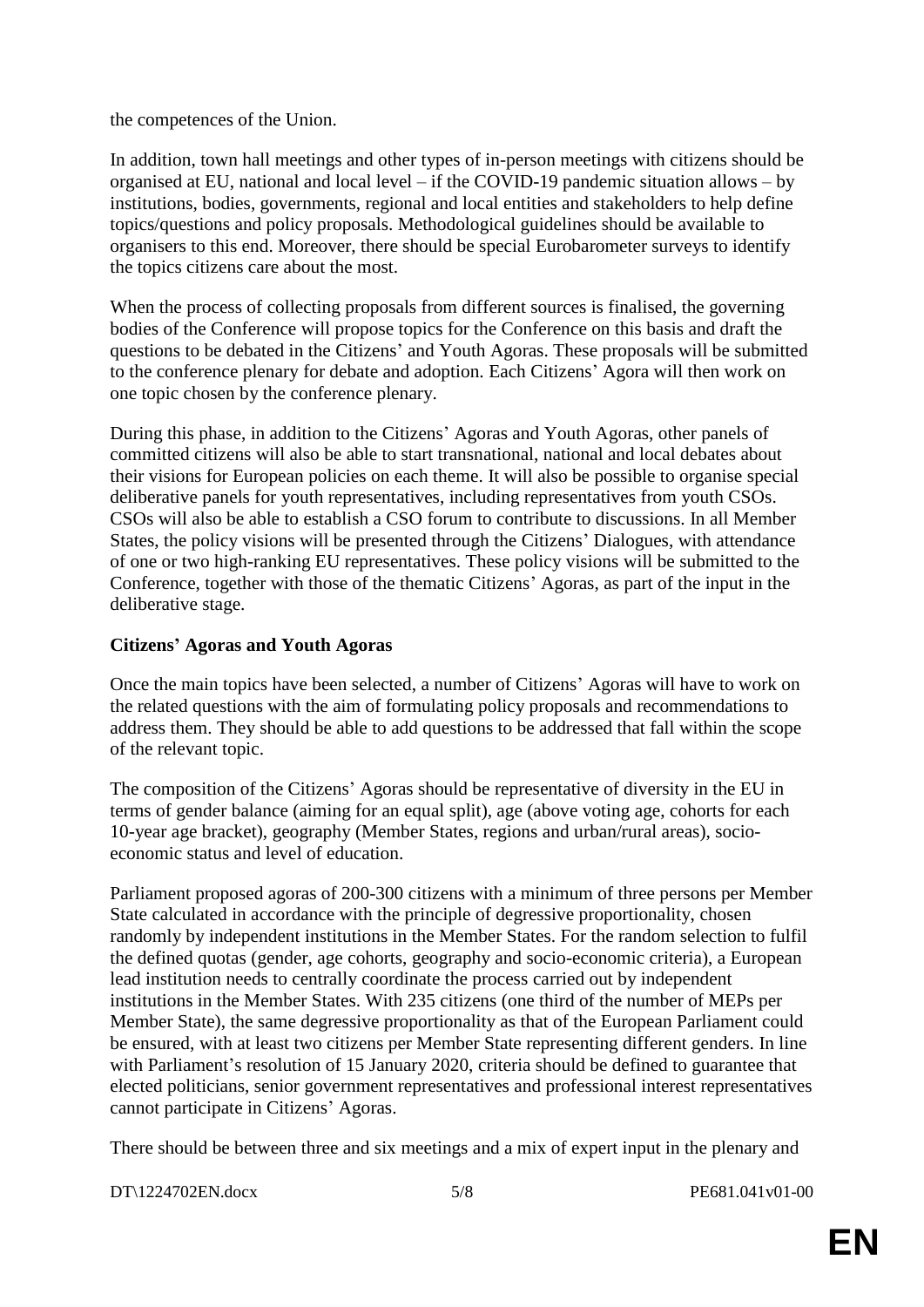the competences of the Union.

In addition, town hall meetings and other types of in-person meetings with citizens should be organised at EU, national and local level – if the COVID-19 pandemic situation allows – by institutions, bodies, governments, regional and local entities and stakeholders to help define topics/questions and policy proposals. Methodological guidelines should be available to organisers to this end. Moreover, there should be special Eurobarometer surveys to identify the topics citizens care about the most.

When the process of collecting proposals from different sources is finalised, the governing bodies of the Conference will propose topics for the Conference on this basis and draft the questions to be debated in the Citizens' and Youth Agoras. These proposals will be submitted to the conference plenary for debate and adoption. Each Citizens' Agora will then work on one topic chosen by the conference plenary.

During this phase, in addition to the Citizens' Agoras and Youth Agoras, other panels of committed citizens will also be able to start transnational, national and local debates about their visions for European policies on each theme. It will also be possible to organise special deliberative panels for youth representatives, including representatives from youth CSOs. CSOs will also be able to establish a CSO forum to contribute to discussions. In all Member States, the policy visions will be presented through the Citizens' Dialogues, with attendance of one or two high-ranking EU representatives. These policy visions will be submitted to the Conference, together with those of the thematic Citizens' Agoras, as part of the input in the deliberative stage.

**Citizens' Agoras and Youth Agoras**

Once the main topics have been selected, a number of Citizens' Agoras will have to work on the related questions with the aim of formulating policy proposals and recommendations to address them. They should be able to add questions to be addressed that fall within the scope of the relevant topic.

The composition of the Citizens' Agoras should be representative of diversity in the EU in terms of gender balance (aiming for an equal split), age (above voting age, cohorts for each 10-year age bracket), geography (Member States, regions and urban/rural areas), socio-economic status and level of education.

Parliament proposed agoras of 200-300 citizens with a minimum of three persons per Member State calculated in accordance with the principle of degressive proportionality, chosen randomly by independent institutions in the Member States. For the random selection to fulfil the defined quotas (gender, age cohorts, geography and socio-economic criteria), a European lead institution needs to centrally coordinate the process carried out by independent institutions in the Member States. With 235 citizens (one third of the number of MEPs per Member State), the same degressive proportionality as that of the European Parliament could be ensured, with at least two citizens per Member State representing different genders. In line with Parliament's resolution of 15 January 2020, criteria should be defined to guarantee that elected politicians, senior government representatives and professional interest representatives cannot participate in Citizens' Agoras.

There should be between three and six meetings and a mix of expert input in the plenary and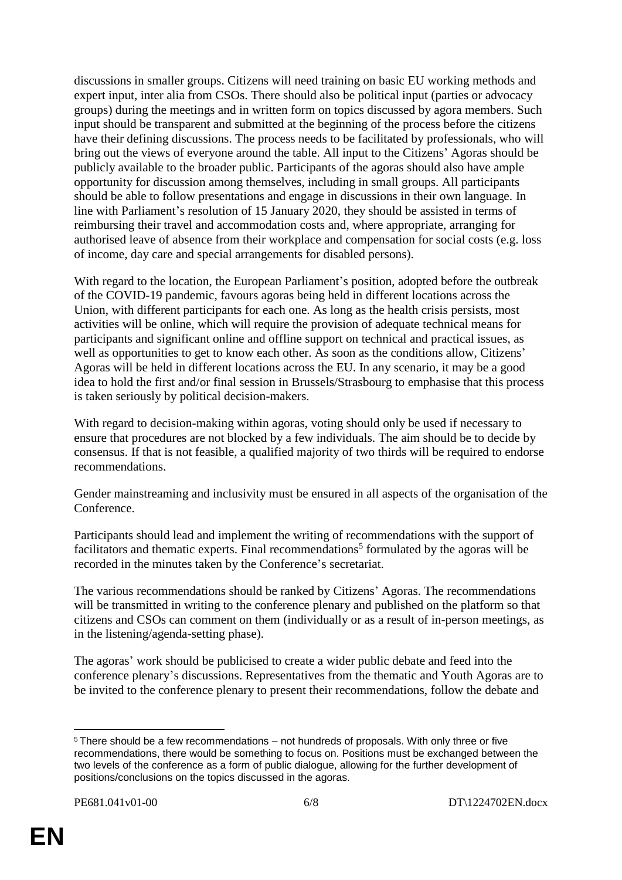discussions in smaller groups. Citizens will need training on basic EU working methods and expert input, inter alia from CSOs. There should also be political input (parties or advocacy groups) during the meetings and in written form on topics discussed by agora members. Such input should be transparent and submitted at the beginning of the process before the citizens have their defining discussions. The process needs to be facilitated by professionals, who will bring out the views of everyone around the table. All input to the Citizens' Agoras should be publicly available to the broader public. Participants of the agoras should also have ample opportunity for discussion among themselves, including in small groups. All participants should be able to follow presentations and engage in discussions in their own language. In line with Parliament's resolution of 15 January 2020, they should be assisted in terms of reimbursing their travel and accommodation costs and, where appropriate, arranging for authorised leave of absence from their workplace and compensation for social costs (e.g. loss of income, day care and special arrangements for disabled persons).

With regard to the location, the European Parliament's position, adopted before the outbreak of the COVID-19 pandemic, favours agoras being held in different locations across the Union, with different participants for each one. As long as the health crisis persists, most activities will be online, which will require the provision of adequate technical means for participants and significant online and offline support on technical and practical issues, as well as opportunities to get to know each other. As soon as the conditions allow, Citizens' Agoras will be held in different locations across the EU. In any scenario, it may be a good idea to hold the first and/or final session in Brussels/Strasbourg to emphasise that this process is taken seriously by political decision-makers.

With regard to decision-making within agoras, voting should only be used if necessary to ensure that procedures are not blocked by a few individuals. The aim should be to decide by consensus. If that is not feasible, a qualified majority of two thirds will be required to endorse recommendations.

Gender mainstreaming and inclusivity must be ensured in all aspects of the organisation of the Conference.

Participants should lead and implement the writing of recommendations with the support of facilitators and thematic experts. Final recommendations[5] formulated by the agoras will be recorded in the minutes taken by the Conference's secretariat.

The various recommendations should be ranked by Citizens' Agoras. The recommendations will be transmitted in writing to the conference plenary and published on the platform so that citizens and CSOs can comment on them (individually or as a result of in-person meetings, as in the listening/agenda-setting phase).

The agoras' work should be publicised to create a wider public debate and feed into the conference plenary's discussions. Representatives from the thematic and Youth Agoras are to be invited to the conference plenary to present their recommendations, follow the debate and

---

[5] There should be a few recommendations – not hundreds of proposals. With only three or five recommendations, there would be something to focus on. Positions must be exchanged between the two levels of the conference as a form of public dialogue, allowing for the further development of positions/conclusions on the topics discussed in the agoras.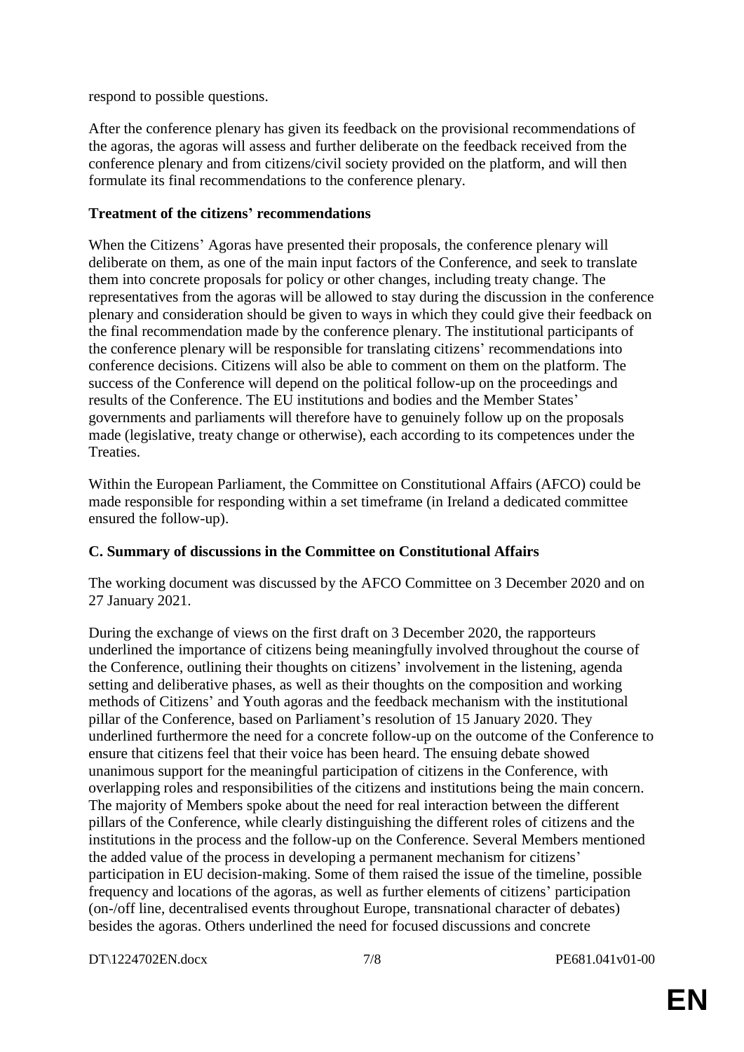respond to possible questions.

After the conference plenary has given its feedback on the provisional recommendations of the agoras, the agoras will assess and further deliberate on the feedback received from the conference plenary and from citizens/civil society provided on the platform, and will then formulate its final recommendations to the conference plenary.

**Treatment of the citizens' recommendations**

When the Citizens' Agoras have presented their proposals, the conference plenary will deliberate on them, as one of the main input factors of the Conference, and seek to translate them into concrete proposals for policy or other changes, including treaty change. The representatives from the agoras will be allowed to stay during the discussion in the conference plenary and consideration should be given to ways in which they could give their feedback on the final recommendation made by the conference plenary. The institutional participants of the conference plenary will be responsible for translating citizens' recommendations into conference decisions. Citizens will also be able to comment on them on the platform. The success of the Conference will depend on the political follow-up on the proceedings and results of the Conference. The EU institutions and bodies and the Member States' governments and parliaments will therefore have to genuinely follow up on the proposals made (legislative, treaty change or otherwise), each according to its competences under the Treaties.

Within the European Parliament, the Committee on Constitutional Affairs (AFCO) could be made responsible for responding within a set timeframe (in Ireland a dedicated committee ensured the follow-up).

## C. Summary of discussions in the Committee on Constitutional Affairs

The working document was discussed by the AFCO Committee on 3 December 2020 and on 27 January 2021.

During the exchange of views on the first draft on 3 December 2020, the rapporteurs underlined the importance of citizens being meaningfully involved throughout the course of the Conference, outlining their thoughts on citizens' involvement in the listening, agenda setting and deliberative phases, as well as their thoughts on the composition and working methods of Citizens' and Youth agoras and the feedback mechanism with the institutional pillar of the Conference, based on Parliament's resolution of 15 January 2020. They underlined furthermore the need for a concrete follow-up on the outcome of the Conference to ensure that citizens feel that their voice has been heard. The ensuing debate showed unanimous support for the meaningful participation of citizens in the Conference, with overlapping roles and responsibilities of the citizens and institutions being the main concern. The majority of Members spoke about the need for real interaction between the different pillars of the Conference, while clearly distinguishing the different roles of citizens and the institutions in the process and the follow-up on the Conference. Several Members mentioned the added value of the process in developing a permanent mechanism for citizens' participation in EU decision-making. Some of them raised the issue of the timeline, possible frequency and locations of the agoras, as well as further elements of citizens' participation (on-/off line, decentralised events throughout Europe, transnational character of debates) besides the agoras. Others underlined the need for focused discussions and concrete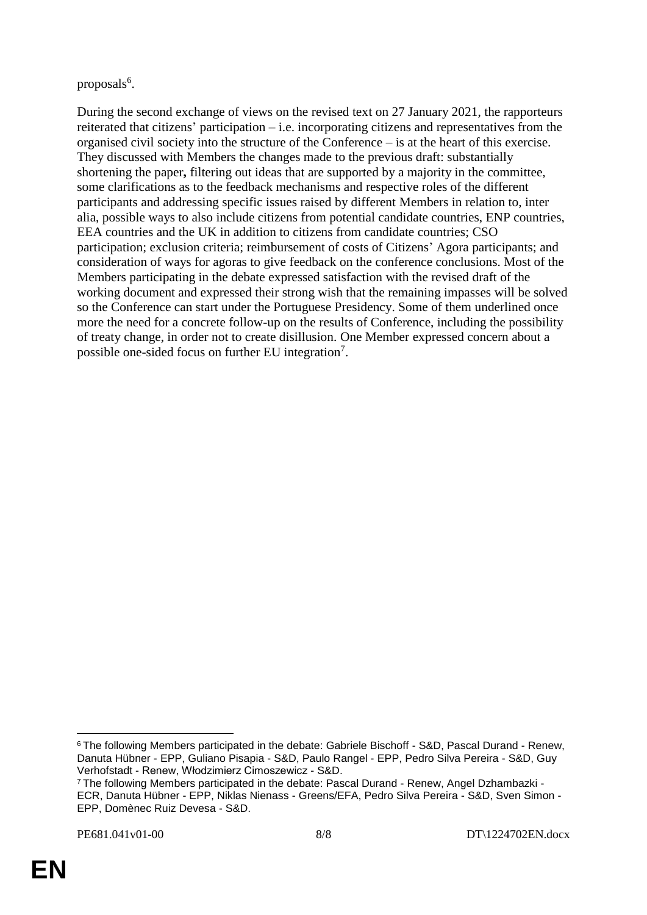proposals[6].

During the second exchange of views on the revised text on 27 January 2021, the rapporteurs reiterated that citizens' participation – i.e. incorporating citizens and representatives from the organised civil society into the structure of the Conference – is at the heart of this exercise. They discussed with Members the changes made to the previous draft: substantially shortening the paper**,** filtering out ideas that are supported by a majority in the committee, some clarifications as to the feedback mechanisms and respective roles of the different participants and addressing specific issues raised by different Members in relation to, inter alia, possible ways to also include citizens from potential candidate countries, ENP countries, EEA countries and the UK in addition to citizens from candidate countries; CSO participation; exclusion criteria; reimbursement of costs of Citizens' Agora participants; and consideration of ways for agoras to give feedback on the conference conclusions. Most of the Members participating in the debate expressed satisfaction with the revised draft of the working document and expressed their strong wish that the remaining impasses will be solved so the Conference can start under the Portuguese Presidency. Some of them underlined once more the need for a concrete follow-up on the results of Conference, including the possibility of treaty change, in order not to create disillusion. One Member expressed concern about a possible one-sided focus on further EU integration[7].

---

[6] The following Members participated in the debate: Gabriele Bischoff - S&D, Pascal Durand - Renew, Danuta Hübner - EPP, Guliano Pisapia - S&D, Paulo Rangel - EPP, Pedro Silva Pereira - S&D, Guy Verhofstadt - Renew, Włodzimierz Cimoszewicz - S&D.

[7] The following Members participated in the debate: Pascal Durand - Renew, Angel Dzhambazki - ECR, Danuta Hübner - EPP, Niklas Nienass - Greens/EFA, Pedro Silva Pereira - S&D, Sven Simon - EPP, Domènec Ruiz Devesa - S&D.